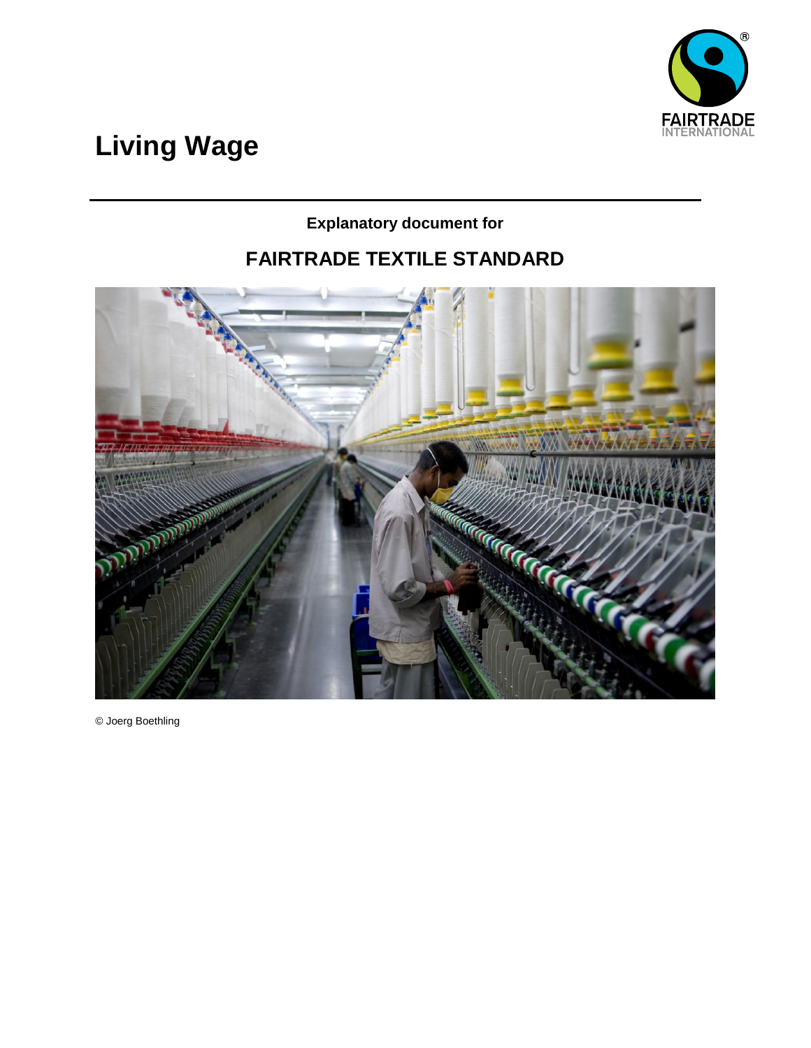# Living Wage

**Explanatory document for**

## FAIRTRADE TEXTILE STANDARD

© Joerg Boethling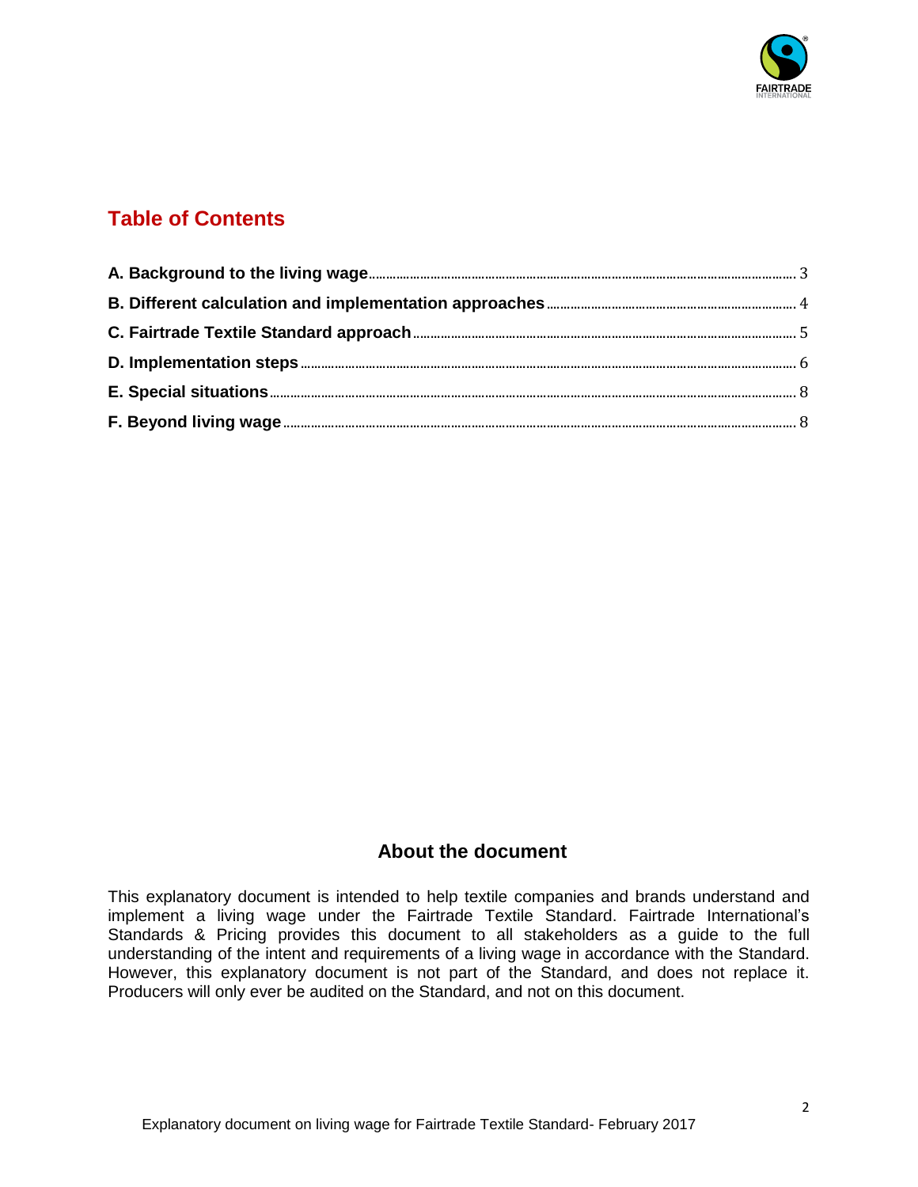## Table of Contents

| Section | Page |
|---|---|
| **A. Background to the living wage** | 3 |
| **B. Different calculation and implementation approaches** | 4 |
| **C. Fairtrade Textile Standard approach** | 5 |
| **D. Implementation steps** | 6 |
| **E. Special situations** | 8 |
| **F. Beyond living wage** | 8 |

## About the document

This explanatory document is intended to help textile companies and brands understand and implement a living wage under the Fairtrade Textile Standard. Fairtrade International's Standards & Pricing provides this document to all stakeholders as a guide to the full understanding of the intent and requirements of a living wage in accordance with the Standard. However, this explanatory document is not part of the Standard, and does not replace it. Producers will only ever be audited on the Standard, and not on this document.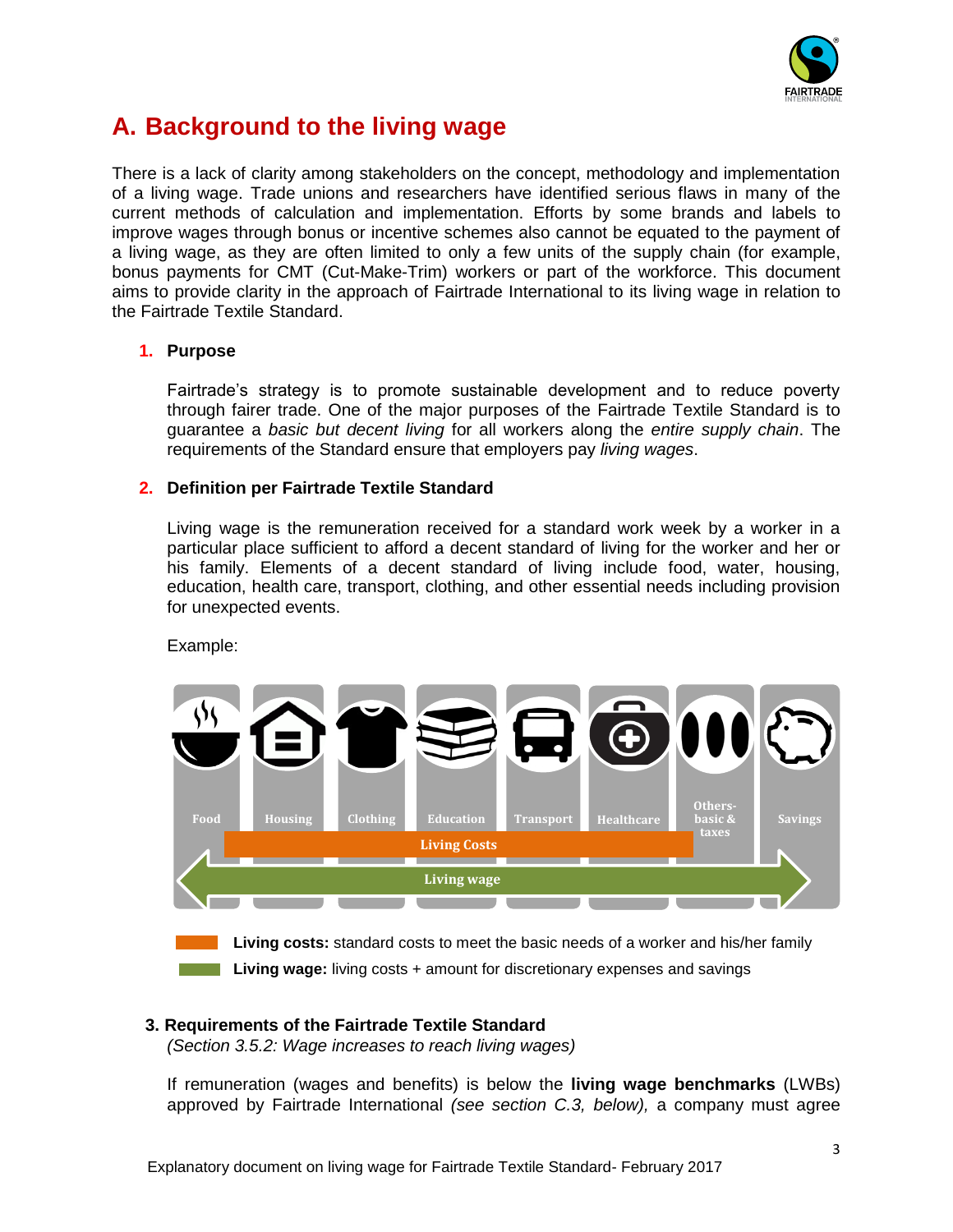# A. Background to the living wage

There is a lack of clarity among stakeholders on the concept, methodology and implementation of a living wage. Trade unions and researchers have identified serious flaws in many of the current methods of calculation and implementation. Efforts by some brands and labels to improve wages through bonus or incentive schemes also cannot be equated to the payment of a living wage, as they are often limited to only a few units of the supply chain (for example, bonus payments for CMT (Cut-Make-Trim) workers or part of the workforce. This document aims to provide clarity in the approach of Fairtrade International to its living wage in relation to the Fairtrade Textile Standard.

## 1. Purpose

Fairtrade's strategy is to promote sustainable development and to reduce poverty through fairer trade. One of the major purposes of the Fairtrade Textile Standard is to guarantee a *basic but decent living* for all workers along the *entire supply chain*. The requirements of the Standard ensure that employers pay *living wages*.

## 2. Definition per Fairtrade Textile Standard

Living wage is the remuneration received for a standard work week by a worker in a particular place sufficient to afford a decent standard of living for the worker and her or his family. Elements of a decent standard of living include food, water, housing, education, health care, transport, clothing, and other essential needs including provision for unexpected events.

Example:

Food | Housing | Clothing | Education | Transport | Healthcare | Others-basic & taxes | Savings

Living Costs

Living wage

**Living costs:** standard costs to meet the basic needs of a worker and his/her family

**Living wage:** living costs + amount for discretionary expenses and savings

## 3. Requirements of the Fairtrade Textile Standard

*(Section 3.5.2: Wage increases to reach living wages)*

If remuneration (wages and benefits) is below the **living wage benchmarks** (LWBs) approved by Fairtrade International *(see section C.3, below),* a company must agree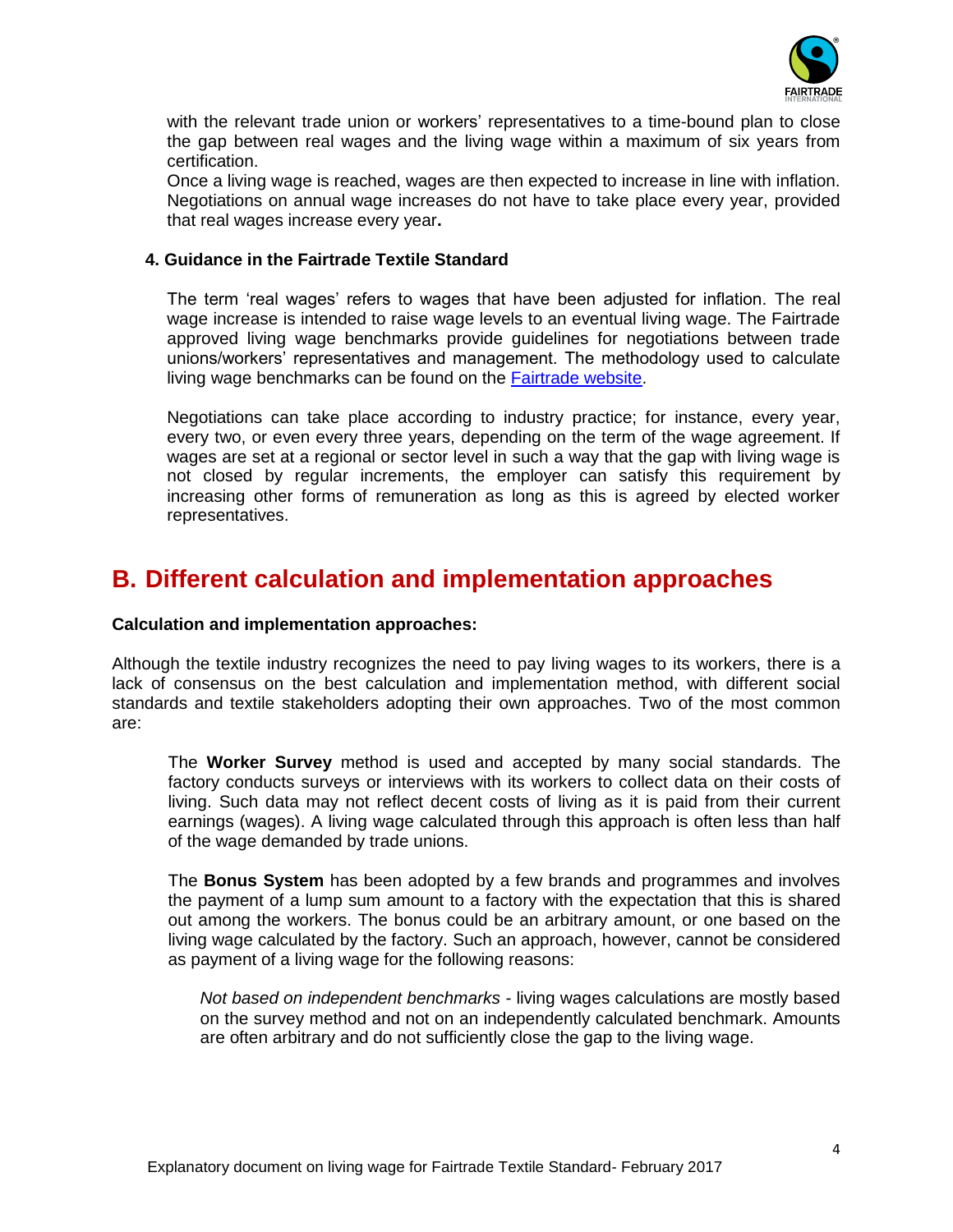with the relevant trade union or workers' representatives to a time-bound plan to close the gap between real wages and the living wage within a maximum of six years from certification.
Once a living wage is reached, wages are then expected to increase in line with inflation. Negotiations on annual wage increases do not have to take place every year, provided that real wages increase every year**.**

### 4. Guidance in the Fairtrade Textile Standard

The term 'real wages' refers to wages that have been adjusted for inflation. The real wage increase is intended to raise wage levels to an eventual living wage. The Fairtrade approved living wage benchmarks provide guidelines for negotiations between trade unions/workers' representatives and management. The methodology used to calculate living wage benchmarks can be found on the Fairtrade website.

Negotiations can take place according to industry practice; for instance, every year, every two, or even every three years, depending on the term of the wage agreement. If wages are set at a regional or sector level in such a way that the gap with living wage is not closed by regular increments, the employer can satisfy this requirement by increasing other forms of remuneration as long as this is agreed by elected worker representatives.

## B. Different calculation and implementation approaches

**Calculation and implementation approaches:**

Although the textile industry recognizes the need to pay living wages to its workers, there is a lack of consensus on the best calculation and implementation method, with different social standards and textile stakeholders adopting their own approaches. Two of the most common are:

The **Worker Survey** method is used and accepted by many social standards. The factory conducts surveys or interviews with its workers to collect data on their costs of living. Such data may not reflect decent costs of living as it is paid from their current earnings (wages). A living wage calculated through this approach is often less than half of the wage demanded by trade unions.

The **Bonus System** has been adopted by a few brands and programmes and involves the payment of a lump sum amount to a factory with the expectation that this is shared out among the workers. The bonus could be an arbitrary amount, or one based on the living wage calculated by the factory. Such an approach, however, cannot be considered as payment of a living wage for the following reasons:

*Not based on independent benchmarks* - living wages calculations are mostly based on the survey method and not on an independently calculated benchmark. Amounts are often arbitrary and do not sufficiently close the gap to the living wage.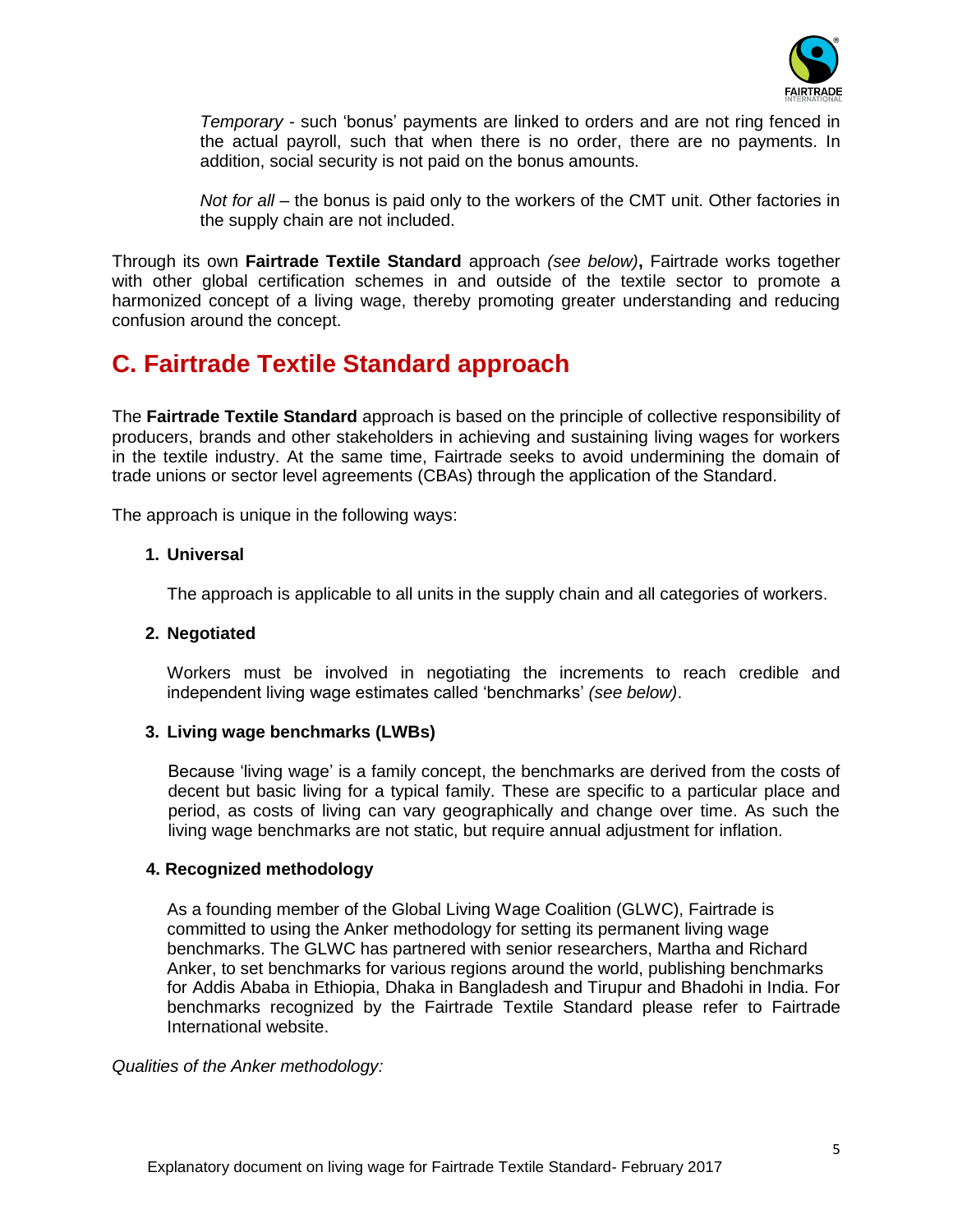*Temporary* - such 'bonus' payments are linked to orders and are not ring fenced in the actual payroll, such that when there is no order, there are no payments. In addition, social security is not paid on the bonus amounts.

*Not for all* – the bonus is paid only to the workers of the CMT unit. Other factories in the supply chain are not included.

Through its own **Fairtrade Textile Standard** approach *(see below)***,** Fairtrade works together with other global certification schemes in and outside of the textile sector to promote a harmonized concept of a living wage, thereby promoting greater understanding and reducing confusion around the concept.

## C. Fairtrade Textile Standard approach

The **Fairtrade Textile Standard** approach is based on the principle of collective responsibility of producers, brands and other stakeholders in achieving and sustaining living wages for workers in the textile industry. At the same time, Fairtrade seeks to avoid undermining the domain of trade unions or sector level agreements (CBAs) through the application of the Standard.

The approach is unique in the following ways:

1. **Universal**

   The approach is applicable to all units in the supply chain and all categories of workers.

2. **Negotiated**

   Workers must be involved in negotiating the increments to reach credible and independent living wage estimates called 'benchmarks' *(see below)*.

3. **Living wage benchmarks (LWBs)**

   Because 'living wage' is a family concept, the benchmarks are derived from the costs of decent but basic living for a typical family. These are specific to a particular place and period, as costs of living can vary geographically and change over time. As such the living wage benchmarks are not static, but require annual adjustment for inflation.

4. **Recognized methodology**

   As a founding member of the Global Living Wage Coalition (GLWC), Fairtrade is committed to using the Anker methodology for setting its permanent living wage benchmarks. The GLWC has partnered with senior researchers, Martha and Richard Anker, to set benchmarks for various regions around the world, publishing benchmarks for Addis Ababa in Ethiopia, Dhaka in Bangladesh and Tirupur and Bhadohi in India. For benchmarks recognized by the Fairtrade Textile Standard please refer to Fairtrade International website.

*Qualities of the Anker methodology:*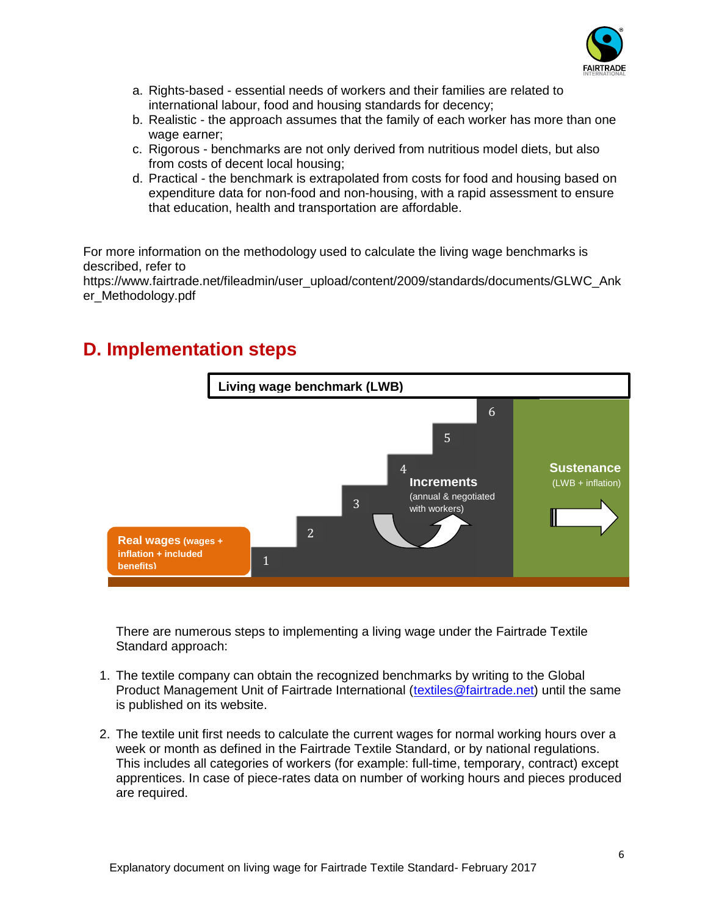a. Rights-based - essential needs of workers and their families are related to international labour, food and housing standards for decency;
b. Realistic - the approach assumes that the family of each worker has more than one wage earner;
c. Rigorous - benchmarks are not only derived from nutritious model diets, but also from costs of decent local housing;
d. Practical - the benchmark is extrapolated from costs for food and housing based on expenditure data for non-food and non-housing, with a rapid assessment to ensure that education, health and transportation are affordable.

For more information on the methodology used to calculate the living wage benchmarks is described, refer to https://www.fairtrade.net/fileadmin/user_upload/content/2009/standards/documents/GLWC_Anker_Methodology.pdf

## D. Implementation steps

**Living wage benchmark (LWB)**

**Real wages** (wages + inflation + included benefits)

1 2 3 4 5 6

**Increments** (annual & negotiated with workers)

**Sustenance** (LWB + inflation)

There are numerous steps to implementing a living wage under the Fairtrade Textile Standard approach:

1. The textile company can obtain the recognized benchmarks by writing to the Global Product Management Unit of Fairtrade International (textiles@fairtrade.net) until the same is published on its website.

2. The textile unit first needs to calculate the current wages for normal working hours over a week or month as defined in the Fairtrade Textile Standard, or by national regulations. This includes all categories of workers (for example: full-time, temporary, contract) except apprentices. In case of piece-rates data on number of working hours and pieces produced are required.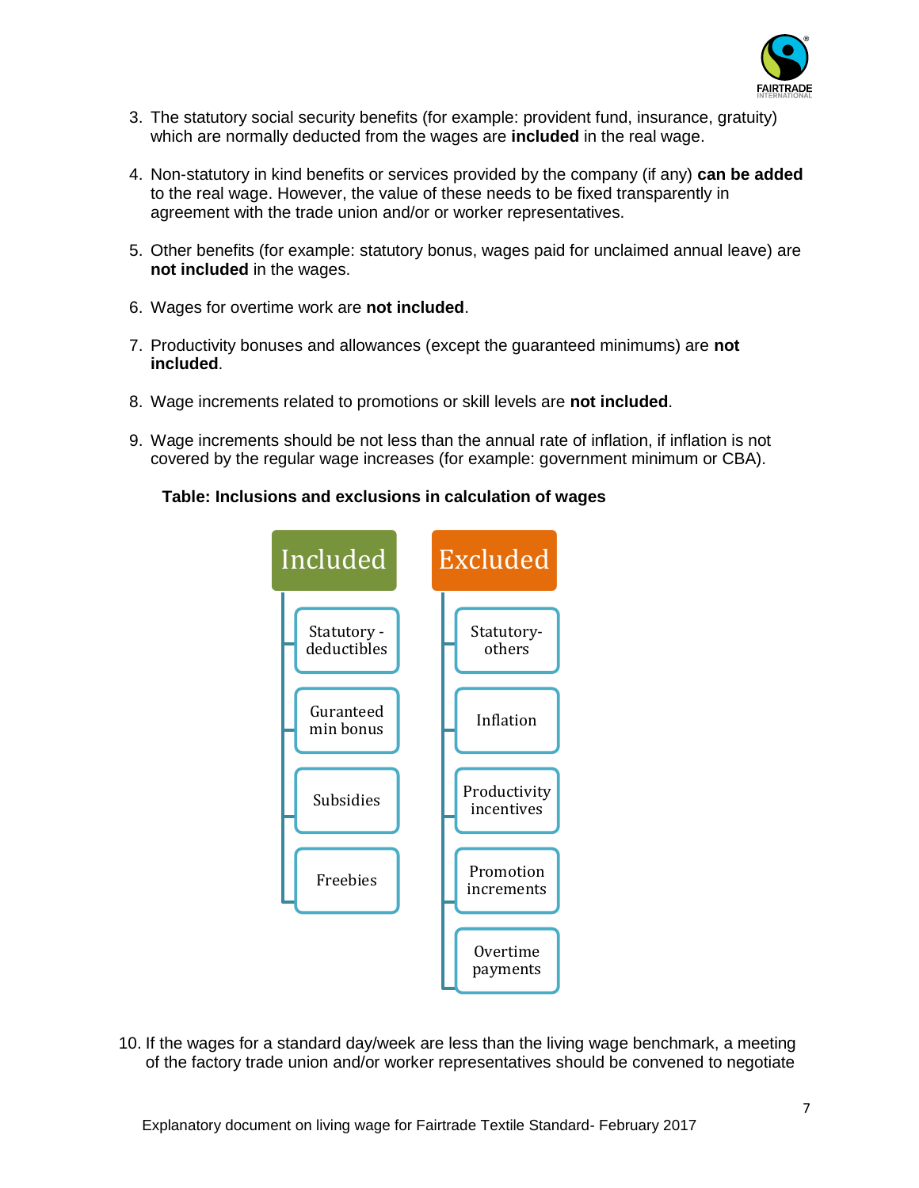3. The statutory social security benefits (for example: provident fund, insurance, gratuity) which are normally deducted from the wages are **included** in the real wage.

4. Non-statutory in kind benefits or services provided by the company (if any) **can be added** to the real wage. However, the value of these needs to be fixed transparently in agreement with the trade union and/or or worker representatives.

5. Other benefits (for example: statutory bonus, wages paid for unclaimed annual leave) are **not included** in the wages.

6. Wages for overtime work are **not included**.

7. Productivity bonuses and allowances (except the guaranteed minimums) are **not included**.

8. Wage increments related to promotions or skill levels are **not included**.

9. Wage increments should be not less than the annual rate of inflation, if inflation is not covered by the regular wage increases (for example: government minimum or CBA).

**Table: Inclusions and exclusions in calculation of wages**

| Included | Excluded |
|---|---|
| Statutory - deductibles | Statutory-others |
| Guranteed min bonus | Inflation |
| Subsidies | Productivity incentives |
| Freebies | Promotion increments |
| | Overtime payments |

10. If the wages for a standard day/week are less than the living wage benchmark, a meeting of the factory trade union and/or worker representatives should be convened to negotiate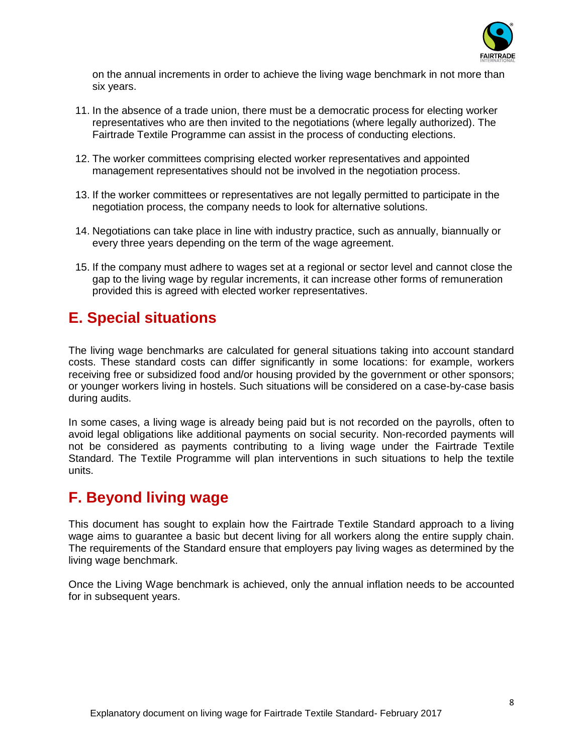on the annual increments in order to achieve the living wage benchmark in not more than six years.

11. In the absence of a trade union, there must be a democratic process for electing worker representatives who are then invited to the negotiations (where legally authorized). The Fairtrade Textile Programme can assist in the process of conducting elections.

12. The worker committees comprising elected worker representatives and appointed management representatives should not be involved in the negotiation process.

13. If the worker committees or representatives are not legally permitted to participate in the negotiation process, the company needs to look for alternative solutions.

14. Negotiations can take place in line with industry practice, such as annually, biannually or every three years depending on the term of the wage agreement.

15. If the company must adhere to wages set at a regional or sector level and cannot close the gap to the living wage by regular increments, it can increase other forms of remuneration provided this is agreed with elected worker representatives.

## E. Special situations

The living wage benchmarks are calculated for general situations taking into account standard costs. These standard costs can differ significantly in some locations: for example, workers receiving free or subsidized food and/or housing provided by the government or other sponsors; or younger workers living in hostels. Such situations will be considered on a case-by-case basis during audits.

In some cases, a living wage is already being paid but is not recorded on the payrolls, often to avoid legal obligations like additional payments on social security. Non-recorded payments will not be considered as payments contributing to a living wage under the Fairtrade Textile Standard. The Textile Programme will plan interventions in such situations to help the textile units.

## F. Beyond living wage

This document has sought to explain how the Fairtrade Textile Standard approach to a living wage aims to guarantee a basic but decent living for all workers along the entire supply chain. The requirements of the Standard ensure that employers pay living wages as determined by the living wage benchmark.

Once the Living Wage benchmark is achieved, only the annual inflation needs to be accounted for in subsequent years.